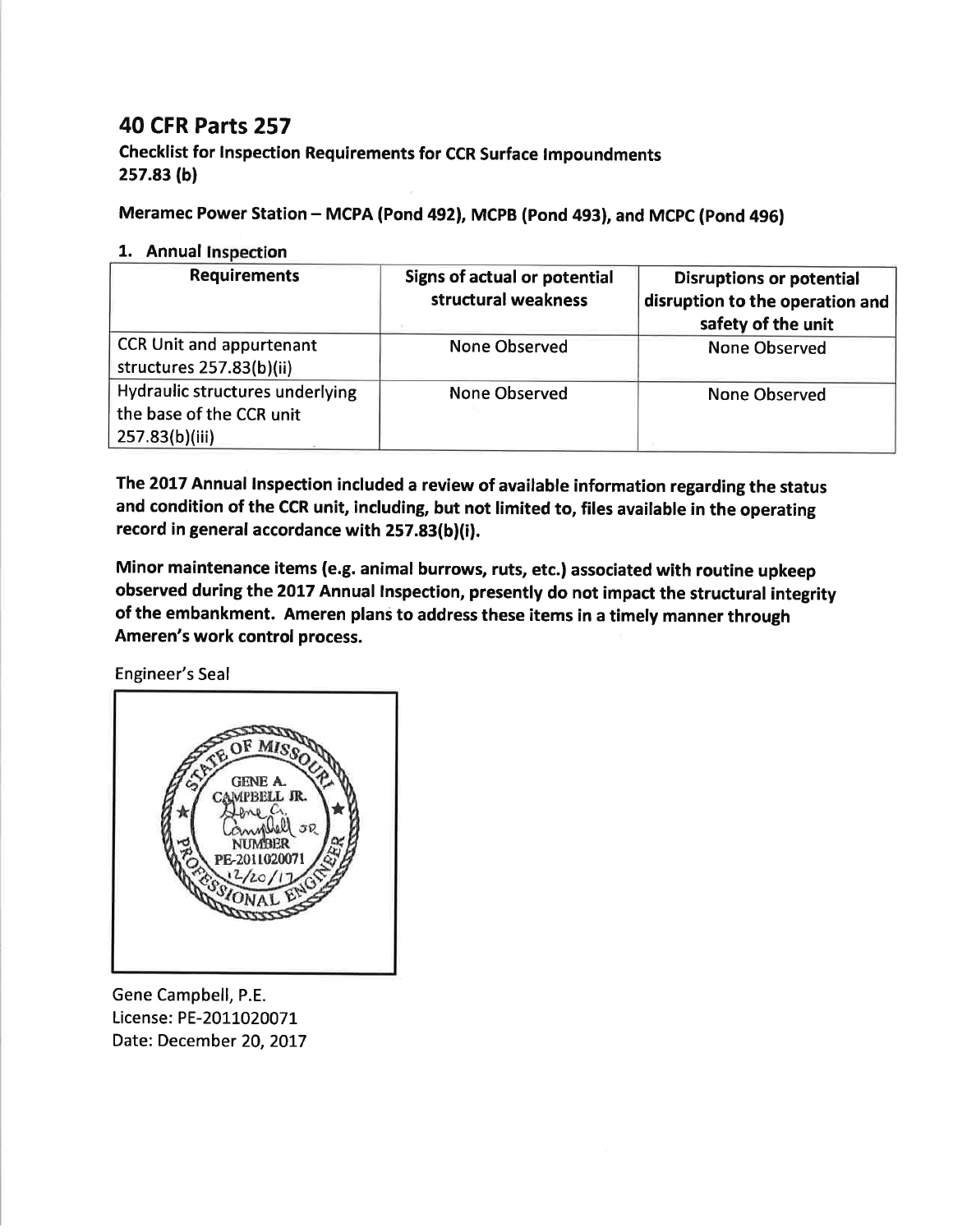# 40 CFR Parts 257

**Checklist for Inspection Requirements for CCR Surface Impoundments**
**257.83 (b)**

**Meramec Power Station – MCPA (Pond 492), MCPB (Pond 493), and MCPC (Pond 496)**

## 1. Annual Inspection

| Requirements | Signs of actual or potential structural weakness | Disruptions or potential disruption to the operation and safety of the unit |
|---|---|---|
| CCR Unit and appurtenant structures 257.83(b)(ii) | None Observed | None Observed |
| Hydraulic structures underlying the base of the CCR unit 257.83(b)(iii) | None Observed | None Observed |

**The 2017 Annual Inspection included a review of available information regarding the status and condition of the CCR unit, including, but not limited to, files available in the operating record in general accordance with 257.83(b)(i).**

**Minor maintenance items (e.g. animal burrows, ruts, etc.) associated with routine upkeep observed during the 2017 Annual Inspection, presently do not impact the structural integrity of the embankment. Ameren plans to address these items in a timely manner through Ameren's work control process.**

Engineer's Seal

STATE OF MISSOURI
GENE A. CAMPBELL JR.
NUMBER PE-2011020071
12/20/17
PROFESSIONAL ENGINEER

Gene Campbell, P.E.
License: PE-2011020071
Date: December 20, 2017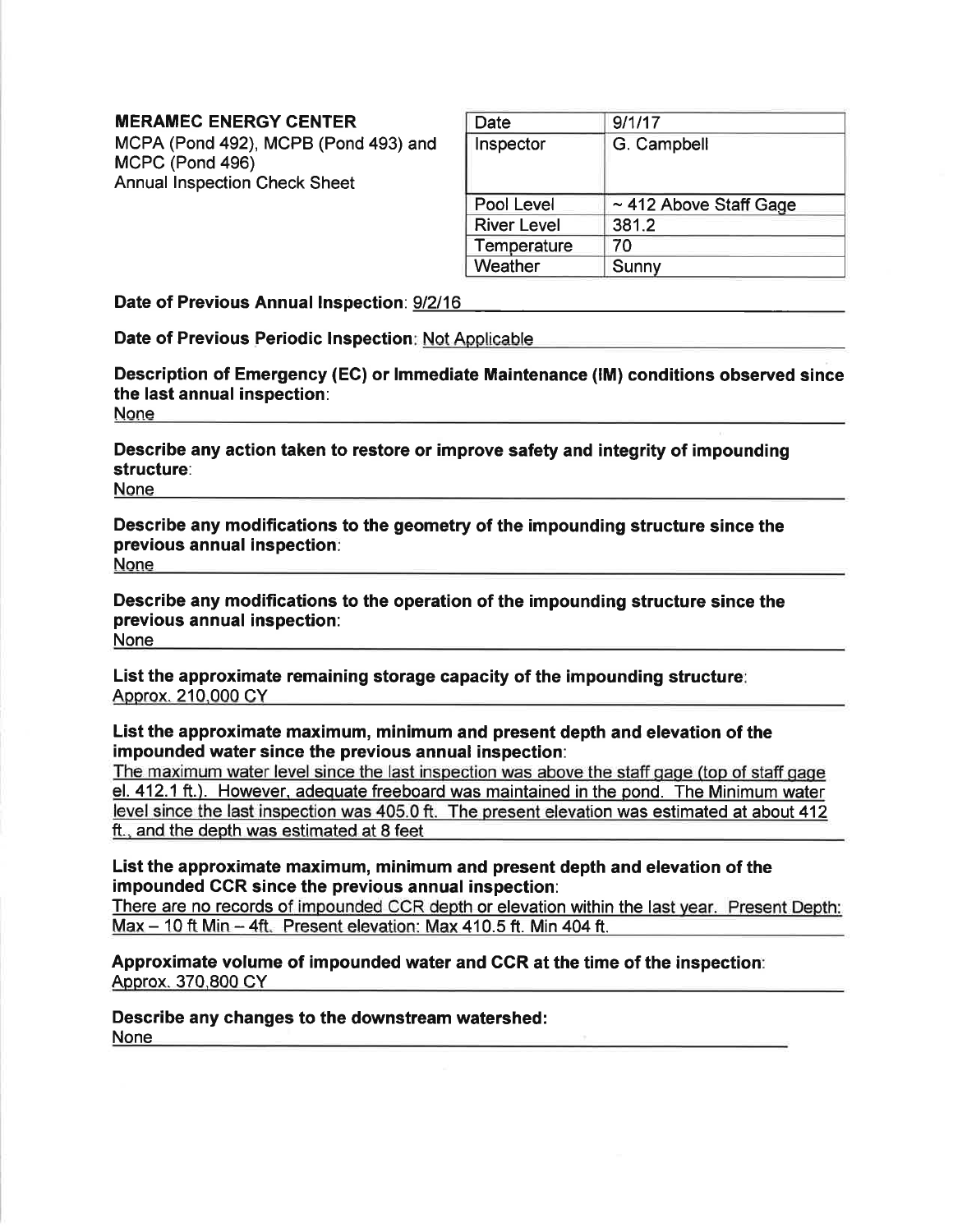**MERAMEC ENERGY CENTER**
MCPA (Pond 492), MCPB (Pond 493) and MCPC (Pond 496)
Annual Inspection Check Sheet

| | |
|---|---|
| Date | 9/1/17 |
| Inspector | G. Campbell |
| Pool Level | ~ 412 Above Staff Gage |
| River Level | 381.2 |
| Temperature | 70 |
| Weather | Sunny |

**Date of Previous Annual Inspection**: 9/2/16

**Date of Previous Periodic Inspection**: Not Applicable

**Description of Emergency (EC) or Immediate Maintenance (IM) conditions observed since the last annual inspection**:
None

**Describe any action taken to restore or improve safety and integrity of impounding structure**:
None

**Describe any modifications to the geometry of the impounding structure since the previous annual inspection**:
None

**Describe any modifications to the operation of the impounding structure since the previous annual inspection**:
None

**List the approximate remaining storage capacity of the impounding structure**:
Approx. 210,000 CY

**List the approximate maximum, minimum and present depth and elevation of the impounded water since the previous annual inspection**:
The maximum water level since the last inspection was above the staff gage (top of staff gage el. 412.1 ft.). However, adequate freeboard was maintained in the pond. The Minimum water level since the last inspection was 405.0 ft. The present elevation was estimated at about 412 ft., and the depth was estimated at 8 feet

**List the approximate maximum, minimum and present depth and elevation of the impounded CCR since the previous annual inspection**:
There are no records of impounded CCR depth or elevation within the last year. Present Depth: Max – 10 ft Min – 4ft. Present elevation: Max 410.5 ft. Min 404 ft.

**Approximate volume of impounded water and CCR at the time of the inspection**:
Approx. 370,800 CY

**Describe any changes to the downstream watershed:**
None